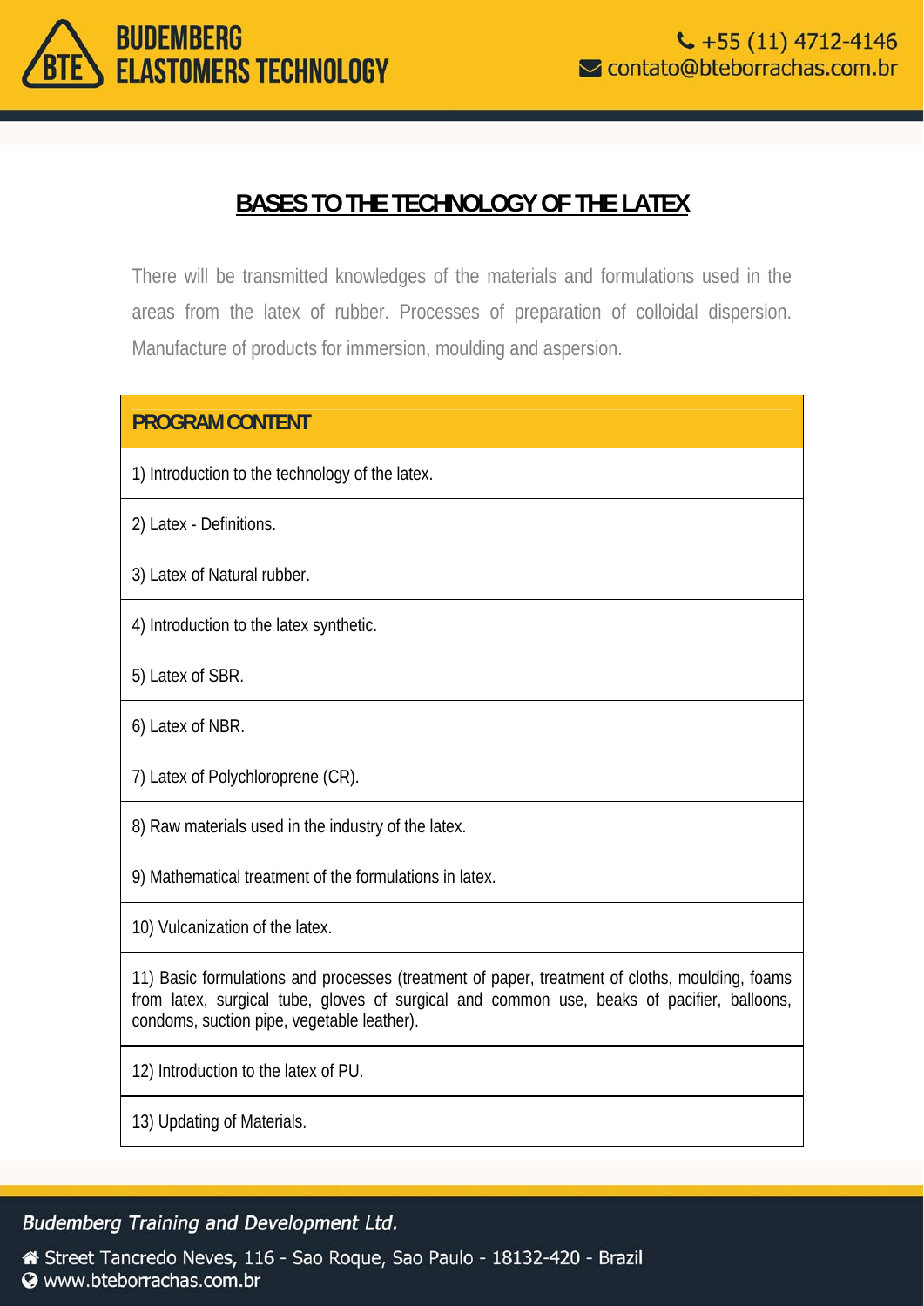# BASES TO THE TECHNOLOGY OF THE LATEX

There will be transmitted knowledges of the materials and formulations used in the areas from the latex of rubber. Processes of preparation of colloidal dispersion. Manufacture of products for immersion, moulding and aspersion.

| PROGRAM CONTENT |
|---|
| 1) Introduction to the technology of the latex. |
| 2) Latex - Definitions. |
| 3) Latex of Natural rubber. |
| 4) Introduction to the latex synthetic. |
| 5) Latex of SBR. |
| 6) Latex of NBR. |
| 7) Latex of Polychloroprene (CR). |
| 8) Raw materials used in the industry of the latex. |
| 9) Mathematical treatment of the formulations in latex. |
| 10) Vulcanization of the latex. |
| 11) Basic formulations and processes (treatment of paper, treatment of cloths, moulding, foams from latex, surgical tube, gloves of surgical and common use, beaks of pacifier, balloons, condoms, suction pipe, vegetable leather). |
| 12) Introduction to the latex of PU. |
| 13) Updating of Materials. |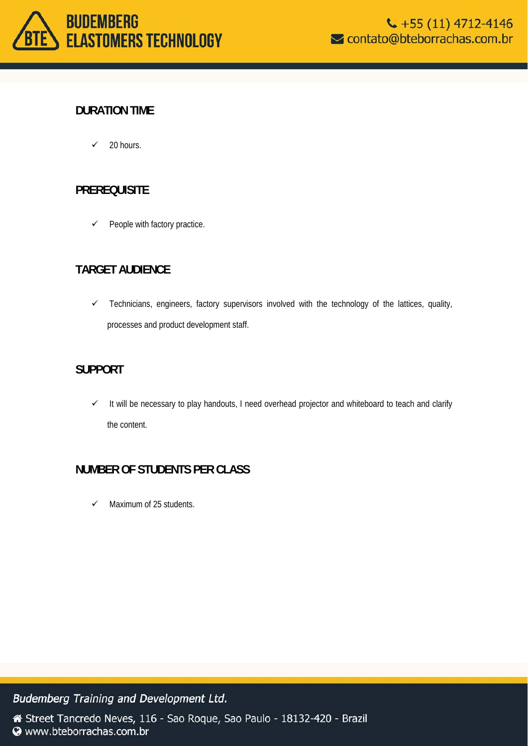## DURATION TIME

- ✓ 20 hours.

## PREREQUISITE

- ✓ People with factory practice.

## TARGET AUDIENCE

- ✓ Technicians, engineers, factory supervisors involved with the technology of the lattices, quality, processes and product development staff.

## SUPPORT

- ✓ It will be necessary to play handouts, I need overhead projector and whiteboard to teach and clarify the content.

## NUMBER OF STUDENTS PER CLASS

- ✓ Maximum of 25 students.